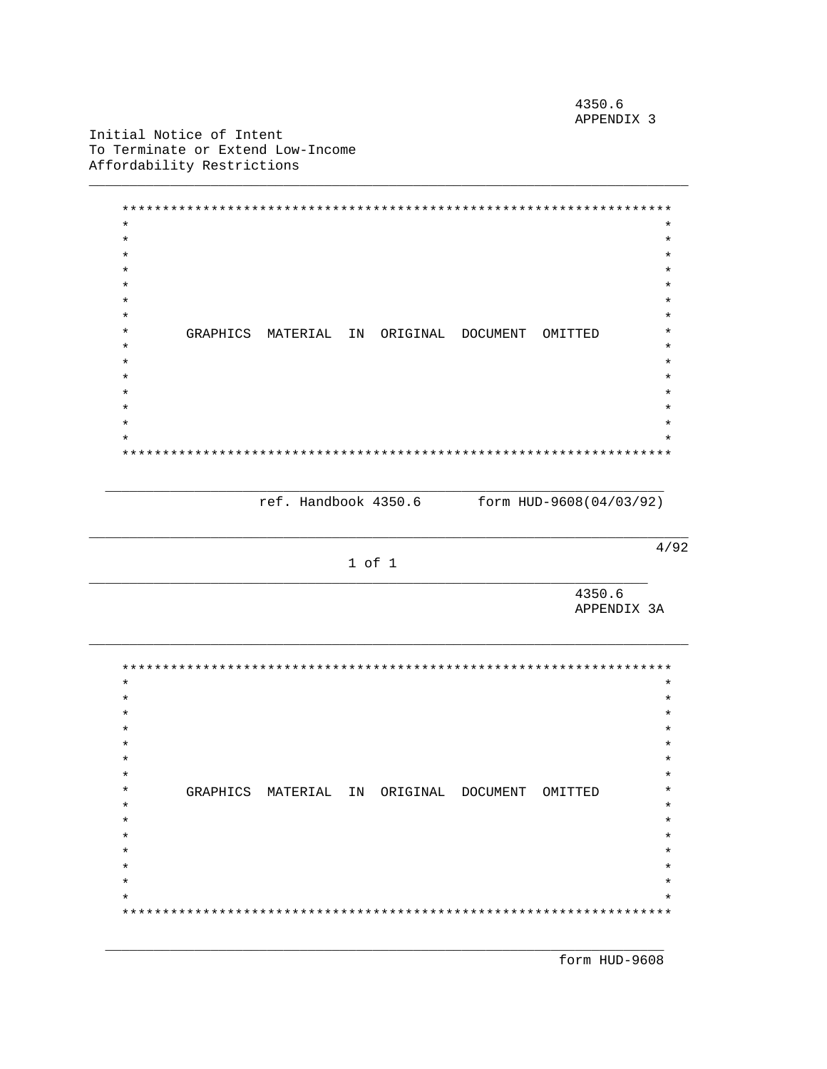4350.6
APPENDIX 3

Initial Notice of Intent
To Terminate or Extend Low-Income
Affordability Restrictions

```
**********************************************************************
*                                                                    *
*       GRAPHICS  MATERIAL  IN  ORIGINAL  DOCUMENT  OMITTED          *
*                                                                    *
**********************************************************************
```

ref. Handbook 4350.6 form HUD-9608(04/03/92)

4/92

4350.6
APPENDIX 3A

```
**********************************************************************
*                                                                    *
*       GRAPHICS  MATERIAL  IN  ORIGINAL  DOCUMENT  OMITTED          *
*                                                                    *
**********************************************************************
```

form HUD-9608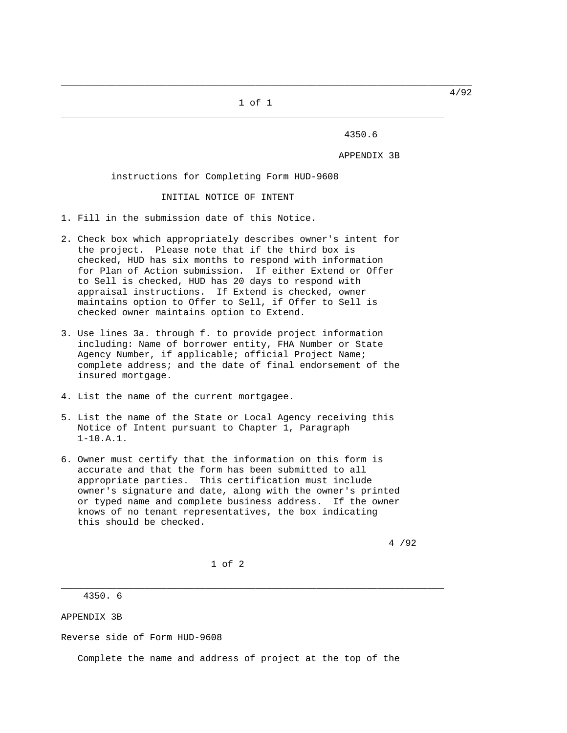4350.6

APPENDIX 3B

## instructions for Completing Form HUD-9608

### INITIAL NOTICE OF INTENT

1. Fill in the submission date of this Notice.

2. Check box which appropriately describes owner's intent for the project. Please note that if the third box is checked, HUD has six months to respond with information for Plan of Action submission. If either Extend or Offer to Sell is checked, HUD has 20 days to respond with appraisal instructions. If Extend is checked, owner maintains option to Offer to Sell, if Offer to Sell is checked owner maintains option to Extend.

3. Use lines 3a. through f. to provide project information including: Name of borrower entity, FHA Number or State Agency Number, if applicable; official Project Name; complete address; and the date of final endorsement of the insured mortgage.

4. List the name of the current mortgagee.

5. List the name of the State or Local Agency receiving this Notice of Intent pursuant to Chapter 1, Paragraph 1-10.A.1.

6. Owner must certify that the information on this form is accurate and that the form has been submitted to all appropriate parties. This certification must include owner's signature and date, along with the owner's printed or typed name and complete business address. If the owner knows of no tenant representatives, the box indicating this should be checked.

4350. 6

APPENDIX 3B

Reverse side of Form HUD-9608

Complete the name and address of project at the top of the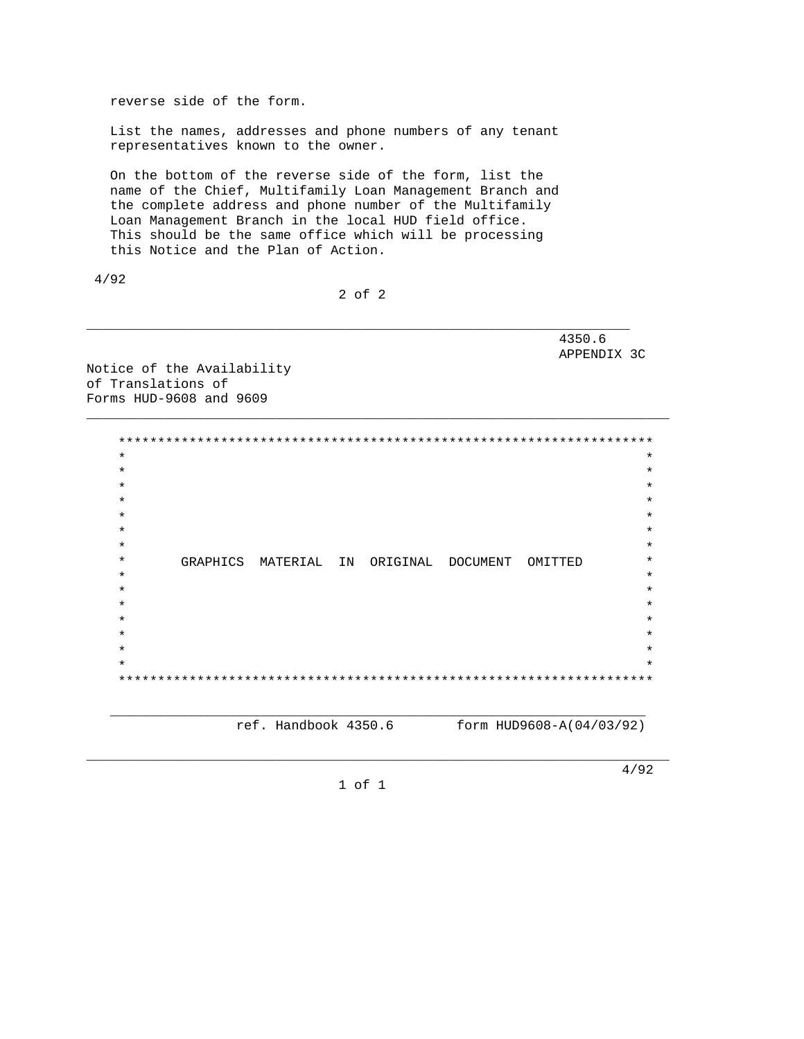reverse side of the form.

List the names, addresses and phone numbers of any tenant representatives known to the owner.

On the bottom of the reverse side of the form, list the name of the Chief, Multifamily Loan Management Branch and the complete address and phone number of the Multifamily Loan Management Branch in the local HUD field office. This should be the same office which will be processing this Notice and the Plan of Action.

4/92

---

4350.6
APPENDIX 3C

Notice of the Availability of Translations of Forms HUD-9608 and 9609

GRAPHICS MATERIAL IN ORIGINAL DOCUMENT OMITTED

ref. Handbook 4350.6 form HUD9608-A(04/03/92)

4/92